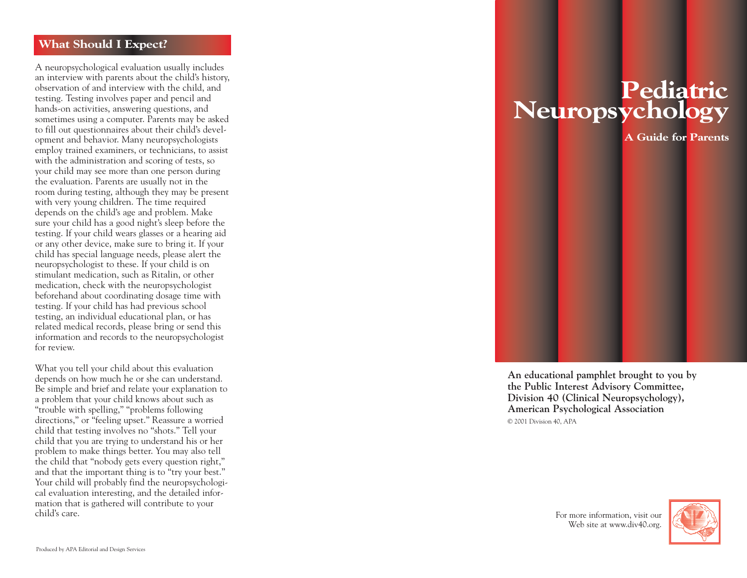## What Should I Expect?

A neuropsychological evaluation usually includes an interview with parents about the child's history, observation of and interview with the child, and testing. Testing involves paper and pencil and hands-on activities, answering questions, and sometimes using a computer. Parents may be asked to fill out questionnaires about their child's development and behavior. Many neuropsychologists employ trained examiners, or technicians, to assist with the administration and scoring of tests, so your child may see more than one person during the evaluation. Parents are usually not in the room during testing, although they may be present with very young children. The time required depends on the child's age and problem. Make sure your child has a good night's sleep before the testing. If your child wears glasses or a hearing aid or any other device, make sure to bring it. If your child has special language needs, please alert the neuropsychologist to these. If your child is on stimulant medication, such as Ritalin, or other medication, check with the neuropsychologist beforehand about coordinating dosage time with testing. If your child has had previous school testing, an individual educational plan, or has related medical records, please bring or send this information and records to the neuropsychologist for review.

What you tell your child about this evaluation depends on how much he or she can understand. Be simple and brief and relate your explanation to a problem that your child knows about such as "trouble with spelling," "problems following directions," or "feeling upset." Reassure a worried child that testing involves no "shots." Tell your child that you are trying to understand his or her problem to make things better. You may also tell the child that "nobody gets every question right," and that the important thing is to "try your best." Your child will probably find the neuropsychological evaluation interesting, and the detailed information that is gathered will contribute to your child's care.

Produced by APA Editorial and Design Services

# Pediatric Neuropsychology

### A Guide for Parents

**An educational pamphlet brought to you by the Public Interest Advisory Committee, Division 40 (Clinical Neuropsychology), American Psychological Association**

© 2001 Division 40, APA

For more information, visit our Web site at www.div40.org.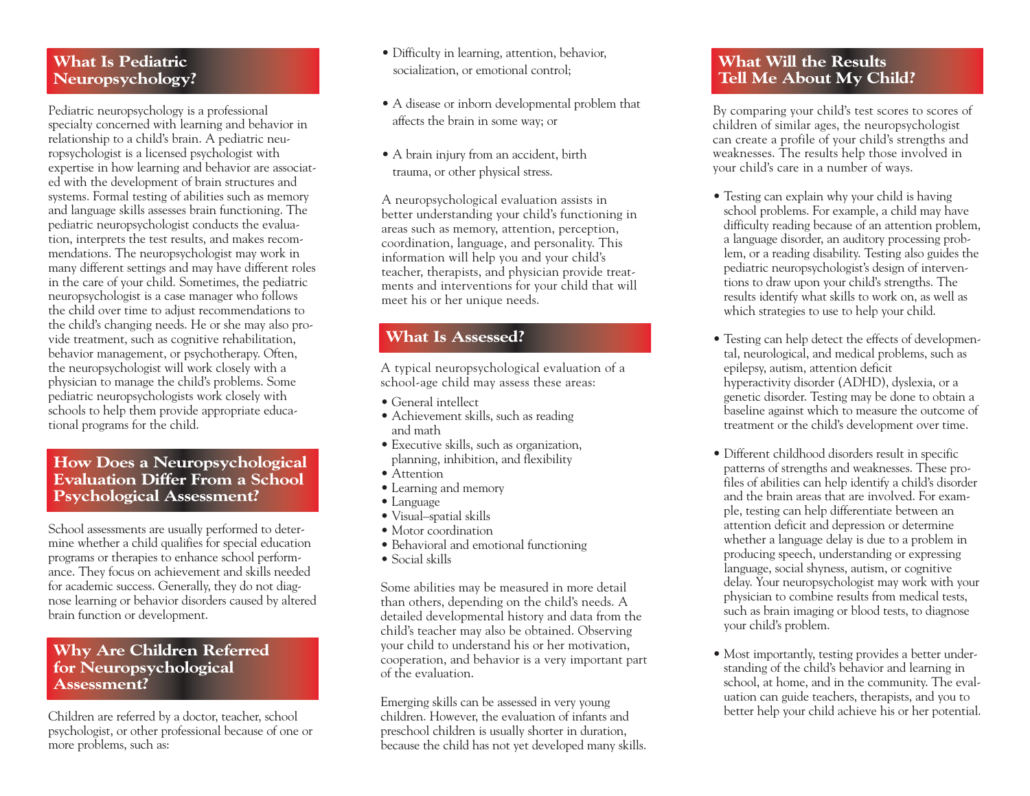## What Is Pediatric Neuropsychology?

Pediatric neuropsychology is a professional specialty concerned with learning and behavior in relationship to a child's brain. A pediatric neuropsychologist is a licensed psychologist with expertise in how learning and behavior are associated with the development of brain structures and systems. Formal testing of abilities such as memory and language skills assesses brain functioning. The pediatric neuropsychologist conducts the evaluation, interprets the test results, and makes recommendations. The neuropsychologist may work in many different settings and may have different roles in the care of your child. Sometimes, the pediatric neuropsychologist is a case manager who follows the child over time to adjust recommendations to the child's changing needs. He or she may also provide treatment, such as cognitive rehabilitation, behavior management, or psychotherapy. Often, the neuropsychologist will work closely with a physician to manage the child's problems. Some pediatric neuropsychologists work closely with schools to help them provide appropriate educational programs for the child.

## How Does a Neuropsychological Evaluation Differ From a School Psychological Assessment?

School assessments are usually performed to determine whether a child qualifies for special education programs or therapies to enhance school performance. They focus on achievement and skills needed for academic success. Generally, they do not diagnose learning or behavior disorders caused by altered brain function or development.

## Why Are Children Referred for Neuropsychological Assessment?

Children are referred by a doctor, teacher, school psychologist, or other professional because of one or more problems, such as:

- Difficulty in learning, attention, behavior, socialization, or emotional control;
- A disease or inborn developmental problem that affects the brain in some way; or
- A brain injury from an accident, birth trauma, or other physical stress.

A neuropsychological evaluation assists in better understanding your child's functioning in areas such as memory, attention, perception, coordination, language, and personality. This information will help you and your child's teacher, therapists, and physician provide treatments and interventions for your child that will meet his or her unique needs.

## What Is Assessed?

A typical neuropsychological evaluation of a school-age child may assess these areas:

- General intellect
- Achievement skills, such as reading and math
- Executive skills, such as organization, planning, inhibition, and flexibility
- Attention
- Learning and memory
- Language
- Visual–spatial skills
- Motor coordination
- Behavioral and emotional functioning
- Social skills

Some abilities may be measured in more detail than others, depending on the child's needs. A detailed developmental history and data from the child's teacher may also be obtained. Observing your child to understand his or her motivation, cooperation, and behavior is a very important part of the evaluation.

Emerging skills can be assessed in very young children. However, the evaluation of infants and preschool children is usually shorter in duration, because the child has not yet developed many skills.

## What Will the Results Tell Me About My Child?

By comparing your child's test scores to scores of children of similar ages, the neuropsychologist can create a profile of your child's strengths and weaknesses. The results help those involved in your child's care in a number of ways.

- Testing can explain why your child is having school problems. For example, a child may have difficulty reading because of an attention problem, a language disorder, an auditory processing problem, or a reading disability. Testing also guides the pediatric neuropsychologist's design of interventions to draw upon your child's strengths. The results identify what skills to work on, as well as which strategies to use to help your child.

- Testing can help detect the effects of developmental, neurological, and medical problems, such as epilepsy, autism, attention deficit hyperactivity disorder (ADHD), dyslexia, or a genetic disorder. Testing may be done to obtain a baseline against which to measure the outcome of treatment or the child's development over time.

- Different childhood disorders result in specific patterns of strengths and weaknesses. These profiles of abilities can help identify a child's disorder and the brain areas that are involved. For example, testing can help differentiate between an attention deficit and depression or determine whether a language delay is due to a problem in producing speech, understanding or expressing language, social shyness, autism, or cognitive delay. Your neuropsychologist may work with your physician to combine results from medical tests, such as brain imaging or blood tests, to diagnose your child's problem.

- Most importantly, testing provides a better understanding of the child's behavior and learning in school, at home, and in the community. The evaluation can guide teachers, therapists, and you to better help your child achieve his or her potential.